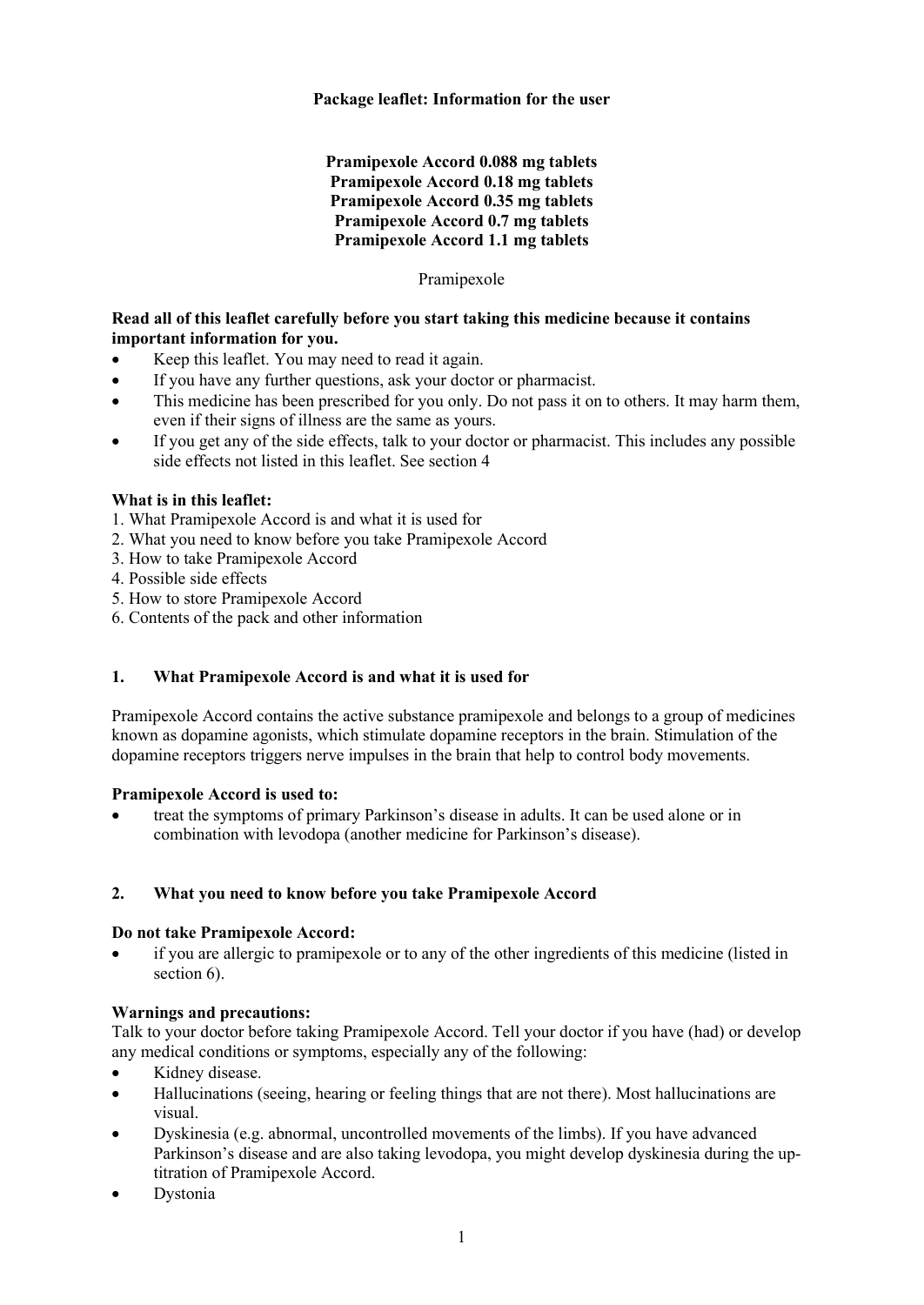**Package leaflet: Information for the user**

**Pramipexole Accord 0.088 mg tablets**
**Pramipexole Accord 0.18 mg tablets**
**Pramipexole Accord 0.35 mg tablets**
**Pramipexole Accord 0.7 mg tablets**
**Pramipexole Accord 1.1 mg tablets**

Pramipexole

**Read all of this leaflet carefully before you start taking this medicine because it contains important information for you.**

- Keep this leaflet. You may need to read it again.
- If you have any further questions, ask your doctor or pharmacist.
- This medicine has been prescribed for you only. Do not pass it on to others. It may harm them, even if their signs of illness are the same as yours.
- If you get any of the side effects, talk to your doctor or pharmacist. This includes any possible side effects not listed in this leaflet. See section 4

**What is in this leaflet:**

1. What Pramipexole Accord is and what it is used for
2. What you need to know before you take Pramipexole Accord
3. How to take Pramipexole Accord
4. Possible side effects
5. How to store Pramipexole Accord
6. Contents of the pack and other information

## 1. What Pramipexole Accord is and what it is used for

Pramipexole Accord contains the active substance pramipexole and belongs to a group of medicines known as dopamine agonists, which stimulate dopamine receptors in the brain. Stimulation of the dopamine receptors triggers nerve impulses in the brain that help to control body movements.

**Pramipexole Accord is used to:**

- treat the symptoms of primary Parkinson's disease in adults. It can be used alone or in combination with levodopa (another medicine for Parkinson's disease).

## 2. What you need to know before you take Pramipexole Accord

**Do not take Pramipexole Accord:**

- if you are allergic to pramipexole or to any of the other ingredients of this medicine (listed in section 6).

**Warnings and precautions:**

Talk to your doctor before taking Pramipexole Accord. Tell your doctor if you have (had) or develop any medical conditions or symptoms, especially any of the following:

- Kidney disease.
- Hallucinations (seeing, hearing or feeling things that are not there). Most hallucinations are visual.
- Dyskinesia (e.g. abnormal, uncontrolled movements of the limbs). If you have advanced Parkinson's disease and are also taking levodopa, you might develop dyskinesia during the up-titration of Pramipexole Accord.
- Dystonia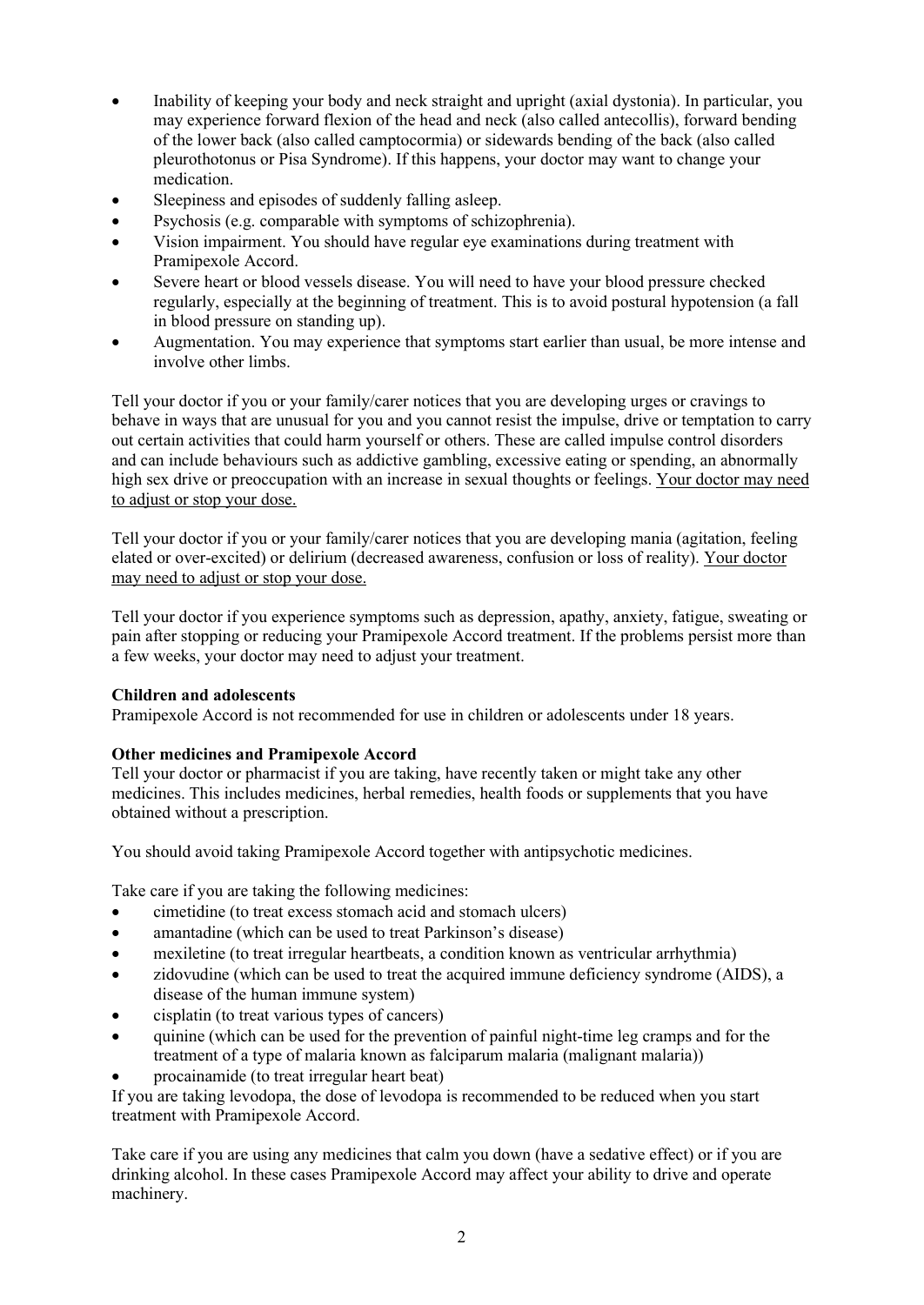- Inability of keeping your body and neck straight and upright (axial dystonia). In particular, you may experience forward flexion of the head and neck (also called antecollis), forward bending of the lower back (also called camptocormia) or sidewards bending of the back (also called pleurothotonus or Pisa Syndrome). If this happens, your doctor may want to change your medication.
- Sleepiness and episodes of suddenly falling asleep.
- Psychosis (e.g. comparable with symptoms of schizophrenia).
- Vision impairment. You should have regular eye examinations during treatment with Pramipexole Accord.
- Severe heart or blood vessels disease. You will need to have your blood pressure checked regularly, especially at the beginning of treatment. This is to avoid postural hypotension (a fall in blood pressure on standing up).
- Augmentation. You may experience that symptoms start earlier than usual, be more intense and involve other limbs.

Tell your doctor if you or your family/carer notices that you are developing urges or cravings to behave in ways that are unusual for you and you cannot resist the impulse, drive or temptation to carry out certain activities that could harm yourself or others. These are called impulse control disorders and can include behaviours such as addictive gambling, excessive eating or spending, an abnormally high sex drive or preoccupation with an increase in sexual thoughts or feelings. <u>Your doctor may need to adjust or stop your dose.</u>

Tell your doctor if you or your family/carer notices that you are developing mania (agitation, feeling elated or over-excited) or delirium (decreased awareness, confusion or loss of reality). <u>Your doctor may need to adjust or stop your dose.</u>

Tell your doctor if you experience symptoms such as depression, apathy, anxiety, fatigue, sweating or pain after stopping or reducing your Pramipexole Accord treatment. If the problems persist more than a few weeks, your doctor may need to adjust your treatment.

**Children and adolescents**
Pramipexole Accord is not recommended for use in children or adolescents under 18 years.

**Other medicines and Pramipexole Accord**
Tell your doctor or pharmacist if you are taking, have recently taken or might take any other medicines. This includes medicines, herbal remedies, health foods or supplements that you have obtained without a prescription.

You should avoid taking Pramipexole Accord together with antipsychotic medicines.

Take care if you are taking the following medicines:
- cimetidine (to treat excess stomach acid and stomach ulcers)
- amantadine (which can be used to treat Parkinson's disease)
- mexiletine (to treat irregular heartbeats, a condition known as ventricular arrhythmia)
- zidovudine (which can be used to treat the acquired immune deficiency syndrome (AIDS), a disease of the human immune system)
- cisplatin (to treat various types of cancers)
- quinine (which can be used for the prevention of painful night-time leg cramps and for the treatment of a type of malaria known as falciparum malaria (malignant malaria))
- procainamide (to treat irregular heart beat)

If you are taking levodopa, the dose of levodopa is recommended to be reduced when you start treatment with Pramipexole Accord.

Take care if you are using any medicines that calm you down (have a sedative effect) or if you are drinking alcohol. In these cases Pramipexole Accord may affect your ability to drive and operate machinery.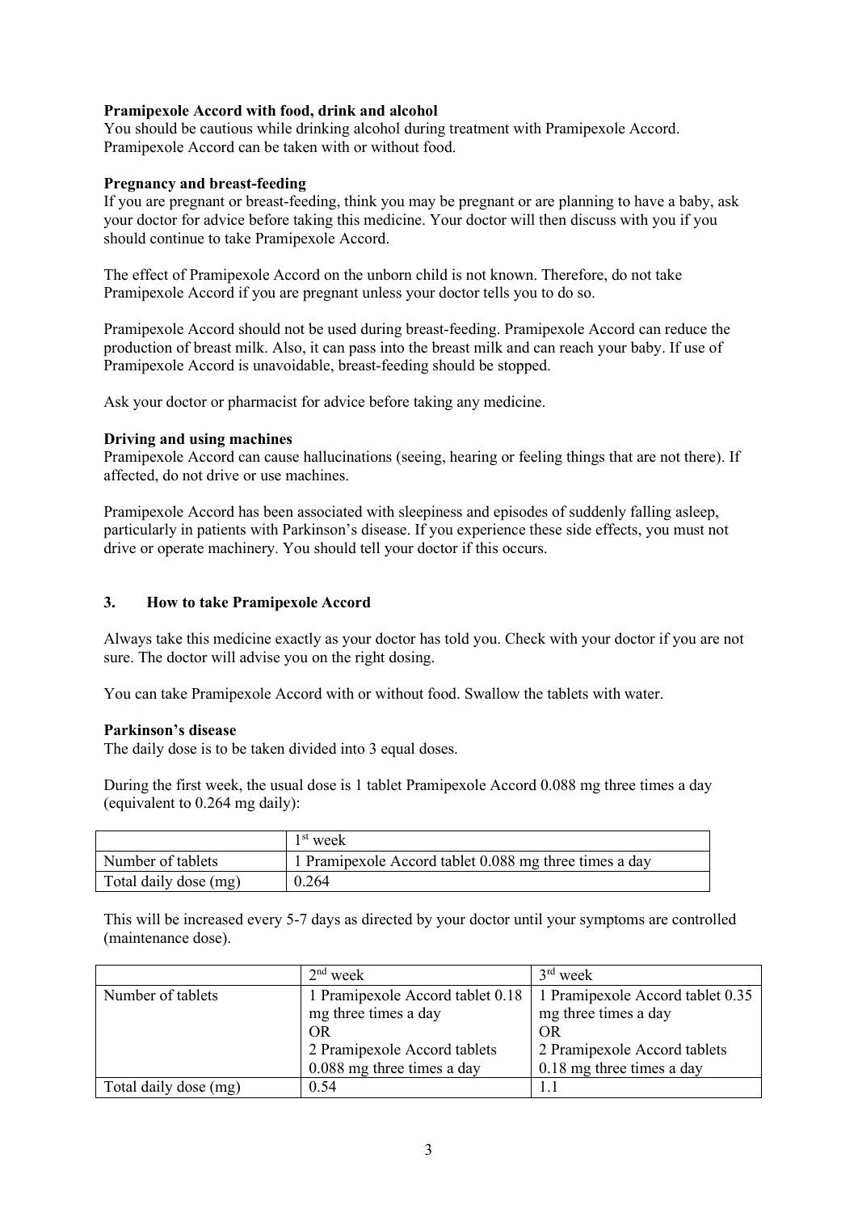**Pramipexole Accord with food, drink and alcohol**
You should be cautious while drinking alcohol during treatment with Pramipexole Accord. Pramipexole Accord can be taken with or without food.

**Pregnancy and breast-feeding**
If you are pregnant or breast-feeding, think you may be pregnant or are planning to have a baby, ask your doctor for advice before taking this medicine. Your doctor will then discuss with you if you should continue to take Pramipexole Accord.

The effect of Pramipexole Accord on the unborn child is not known. Therefore, do not take Pramipexole Accord if you are pregnant unless your doctor tells you to do so.

Pramipexole Accord should not be used during breast-feeding. Pramipexole Accord can reduce the production of breast milk. Also, it can pass into the breast milk and can reach your baby. If use of Pramipexole Accord is unavoidable, breast-feeding should be stopped.

Ask your doctor or pharmacist for advice before taking any medicine.

**Driving and using machines**
Pramipexole Accord can cause hallucinations (seeing, hearing or feeling things that are not there). If affected, do not drive or use machines.

Pramipexole Accord has been associated with sleepiness and episodes of suddenly falling asleep, particularly in patients with Parkinson's disease. If you experience these side effects, you must not drive or operate machinery. You should tell your doctor if this occurs.

## 3. How to take Pramipexole Accord

Always take this medicine exactly as your doctor has told you. Check with your doctor if you are not sure. The doctor will advise you on the right dosing.

You can take Pramipexole Accord with or without food. Swallow the tablets with water.

**Parkinson's disease**
The daily dose is to be taken divided into 3 equal doses.

During the first week, the usual dose is 1 tablet Pramipexole Accord 0.088 mg three times a day (equivalent to 0.264 mg daily):

| | 1st week |
|---|---|
| Number of tablets | 1 Pramipexole Accord tablet 0.088 mg three times a day |
| Total daily dose (mg) | 0.264 |

This will be increased every 5-7 days as directed by your doctor until your symptoms are controlled (maintenance dose).

| | 2nd week | 3rd week |
|---|---|---|
| Number of tablets | 1 Pramipexole Accord tablet 0.18 mg three times a day<br>OR<br>2 Pramipexole Accord tablets 0.088 mg three times a day | 1 Pramipexole Accord tablet 0.35 mg three times a day<br>OR<br>2 Pramipexole Accord tablets 0.18 mg three times a day |
| Total daily dose (mg) | 0.54 | 1.1 |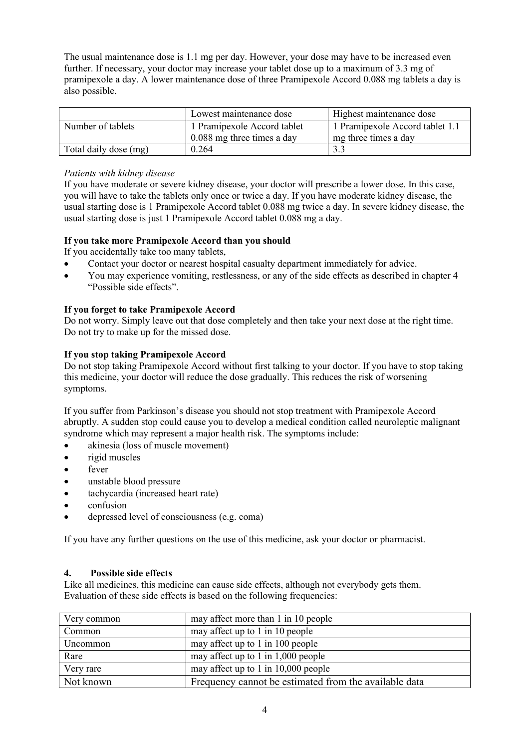The usual maintenance dose is 1.1 mg per day. However, your dose may have to be increased even further. If necessary, your doctor may increase your tablet dose up to a maximum of 3.3 mg of pramipexole a day. A lower maintenance dose of three Pramipexole Accord 0.088 mg tablets a day is also possible.

| | Lowest maintenance dose | Highest maintenance dose |
|---|---|---|
| Number of tablets | 1 Pramipexole Accord tablet 0.088 mg three times a day | 1 Pramipexole Accord tablet 1.1 mg three times a day |
| Total daily dose (mg) | 0.264 | 3.3 |

*Patients with kidney disease*

If you have moderate or severe kidney disease, your doctor will prescribe a lower dose. In this case, you will have to take the tablets only once or twice a day. If you have moderate kidney disease, the usual starting dose is 1 Pramipexole Accord tablet 0.088 mg twice a day. In severe kidney disease, the usual starting dose is just 1 Pramipexole Accord tablet 0.088 mg a day.

**If you take more Pramipexole Accord than you should**

If you accidentally take too many tablets,

- Contact your doctor or nearest hospital casualty department immediately for advice.
- You may experience vomiting, restlessness, or any of the side effects as described in chapter 4 "Possible side effects".

**If you forget to take Pramipexole Accord**

Do not worry. Simply leave out that dose completely and then take your next dose at the right time. Do not try to make up for the missed dose.

**If you stop taking Pramipexole Accord**

Do not stop taking Pramipexole Accord without first talking to your doctor. If you have to stop taking this medicine, your doctor will reduce the dose gradually. This reduces the risk of worsening symptoms.

If you suffer from Parkinson's disease you should not stop treatment with Pramipexole Accord abruptly. A sudden stop could cause you to develop a medical condition called neuroleptic malignant syndrome which may represent a major health risk. The symptoms include:

- akinesia (loss of muscle movement)
- rigid muscles
- fever
- unstable blood pressure
- tachycardia (increased heart rate)
- confusion
- depressed level of consciousness (e.g. coma)

If you have any further questions on the use of this medicine, ask your doctor or pharmacist.

## 4. Possible side effects

Like all medicines, this medicine can cause side effects, although not everybody gets them. Evaluation of these side effects is based on the following frequencies:

| | |
|---|---|
| Very common | may affect more than 1 in 10 people |
| Common | may affect up to 1 in 10 people |
| Uncommon | may affect up to 1 in 100 people |
| Rare | may affect up to 1 in 1,000 people |
| Very rare | may affect up to 1 in 10,000 people |
| Not known | Frequency cannot be estimated from the available data |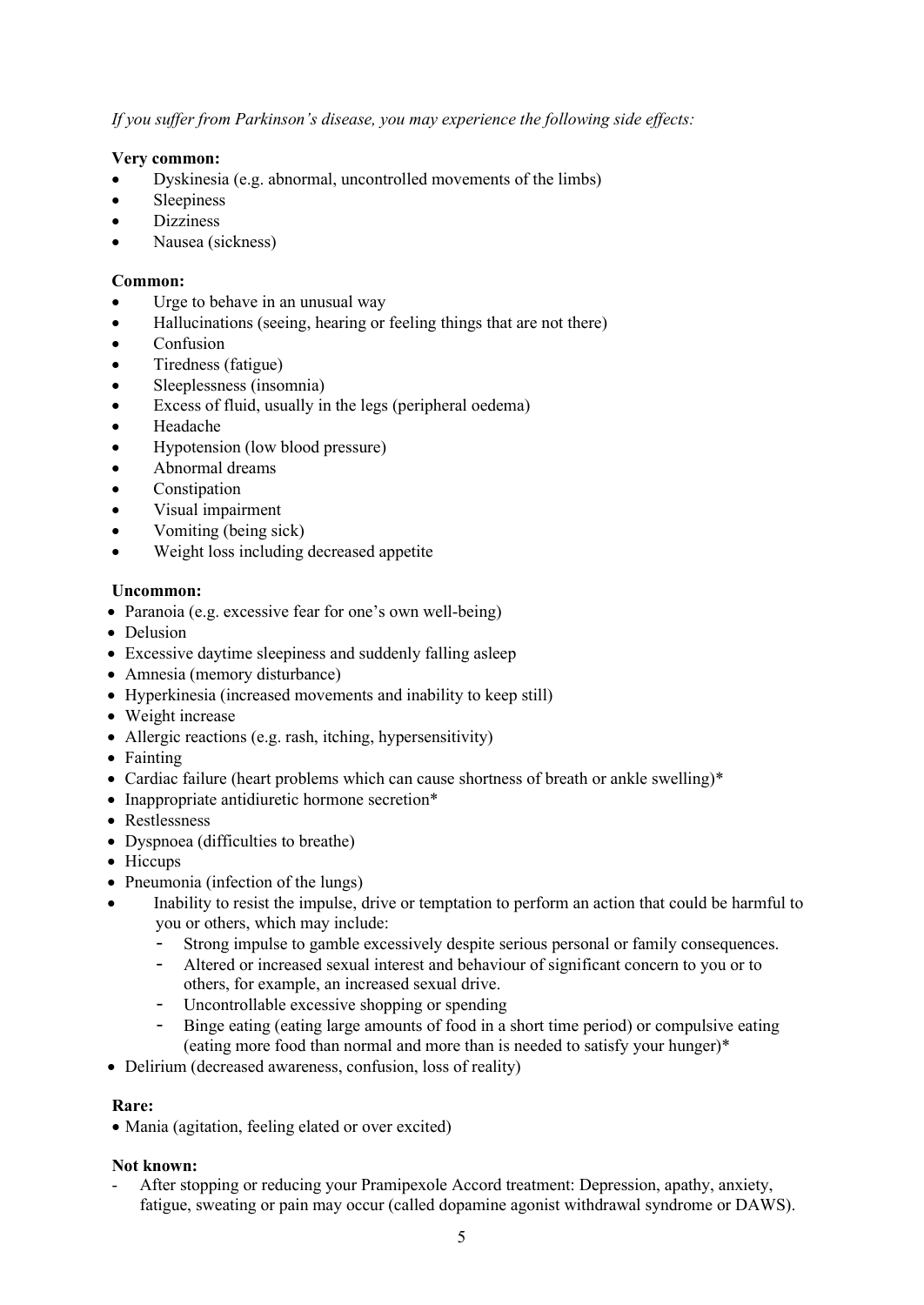*If you suffer from Parkinson's disease, you may experience the following side effects:*

**Very common:**
- Dyskinesia (e.g. abnormal, uncontrolled movements of the limbs)
- Sleepiness
- Dizziness
- Nausea (sickness)

**Common:**
- Urge to behave in an unusual way
- Hallucinations (seeing, hearing or feeling things that are not there)
- Confusion
- Tiredness (fatigue)
- Sleeplessness (insomnia)
- Excess of fluid, usually in the legs (peripheral oedema)
- Headache
- Hypotension (low blood pressure)
- Abnormal dreams
- Constipation
- Visual impairment
- Vomiting (being sick)
- Weight loss including decreased appetite

**Uncommon:**
- Paranoia (e.g. excessive fear for one's own well-being)
- Delusion
- Excessive daytime sleepiness and suddenly falling asleep
- Amnesia (memory disturbance)
- Hyperkinesia (increased movements and inability to keep still)
- Weight increase
- Allergic reactions (e.g. rash, itching, hypersensitivity)
- Fainting
- Cardiac failure (heart problems which can cause shortness of breath or ankle swelling)*
- Inappropriate antidiuretic hormone secretion*
- Restlessness
- Dyspnoea (difficulties to breathe)
- Hiccups
- Pneumonia (infection of the lungs)
- Inability to resist the impulse, drive or temptation to perform an action that could be harmful to you or others, which may include:
  - Strong impulse to gamble excessively despite serious personal or family consequences.
  - Altered or increased sexual interest and behaviour of significant concern to you or to others, for example, an increased sexual drive.
  - Uncontrollable excessive shopping or spending
  - Binge eating (eating large amounts of food in a short time period) or compulsive eating (eating more food than normal and more than is needed to satisfy your hunger)*
- Delirium (decreased awareness, confusion, loss of reality)

**Rare:**
- Mania (agitation, feeling elated or over excited)

**Not known:**
- After stopping or reducing your Pramipexole Accord treatment: Depression, apathy, anxiety, fatigue, sweating or pain may occur (called dopamine agonist withdrawal syndrome or DAWS).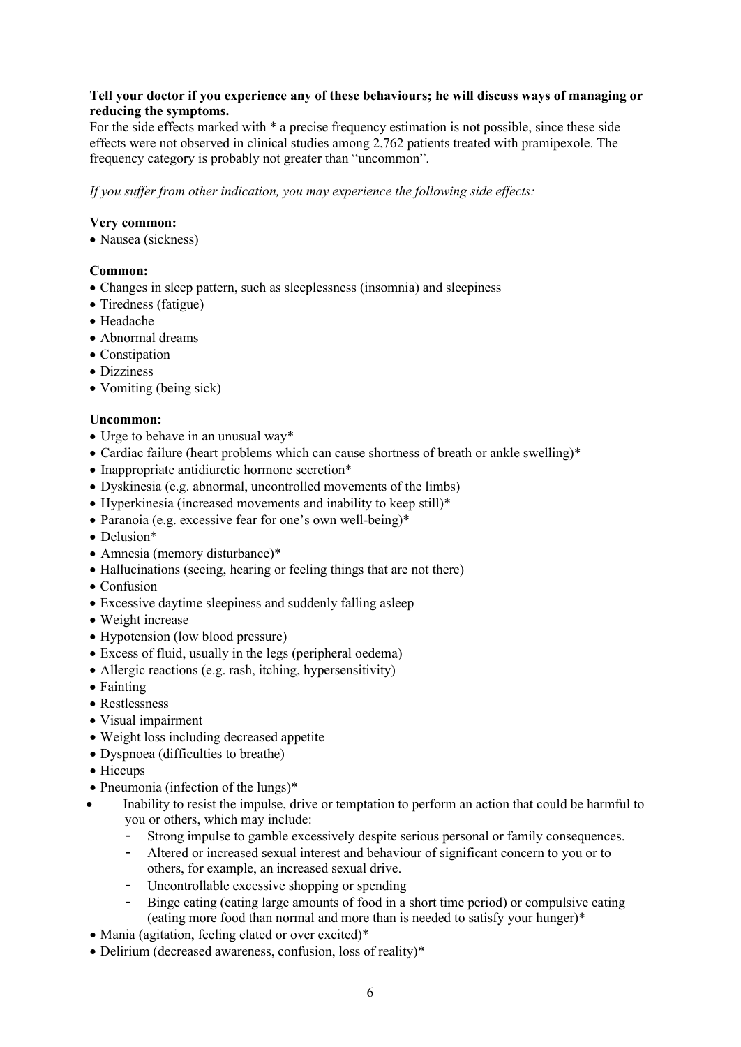**Tell your doctor if you experience any of these behaviours; he will discuss ways of managing or reducing the symptoms.**

For the side effects marked with * a precise frequency estimation is not possible, since these side effects were not observed in clinical studies among 2,762 patients treated with pramipexole. The frequency category is probably not greater than "uncommon".

*If you suffer from other indication, you may experience the following side effects:*

**Very common:**

- Nausea (sickness)

**Common:**

- Changes in sleep pattern, such as sleeplessness (insomnia) and sleepiness
- Tiredness (fatigue)
- Headache
- Abnormal dreams
- Constipation
- Dizziness
- Vomiting (being sick)

**Uncommon:**

- Urge to behave in an unusual way*
- Cardiac failure (heart problems which can cause shortness of breath or ankle swelling)*
- Inappropriate antidiuretic hormone secretion*
- Dyskinesia (e.g. abnormal, uncontrolled movements of the limbs)
- Hyperkinesia (increased movements and inability to keep still)*
- Paranoia (e.g. excessive fear for one's own well-being)*
- Delusion*
- Amnesia (memory disturbance)*
- Hallucinations (seeing, hearing or feeling things that are not there)
- Confusion
- Excessive daytime sleepiness and suddenly falling asleep
- Weight increase
- Hypotension (low blood pressure)
- Excess of fluid, usually in the legs (peripheral oedema)
- Allergic reactions (e.g. rash, itching, hypersensitivity)
- Fainting
- Restlessness
- Visual impairment
- Weight loss including decreased appetite
- Dyspnoea (difficulties to breathe)
- Hiccups
- Pneumonia (infection of the lungs)*
- Inability to resist the impulse, drive or temptation to perform an action that could be harmful to you or others, which may include:
  - Strong impulse to gamble excessively despite serious personal or family consequences.
  - Altered or increased sexual interest and behaviour of significant concern to you or to others, for example, an increased sexual drive.
  - Uncontrollable excessive shopping or spending
  - Binge eating (eating large amounts of food in a short time period) or compulsive eating (eating more food than normal and more than is needed to satisfy your hunger)*
- Mania (agitation, feeling elated or over excited)*
- Delirium (decreased awareness, confusion, loss of reality)*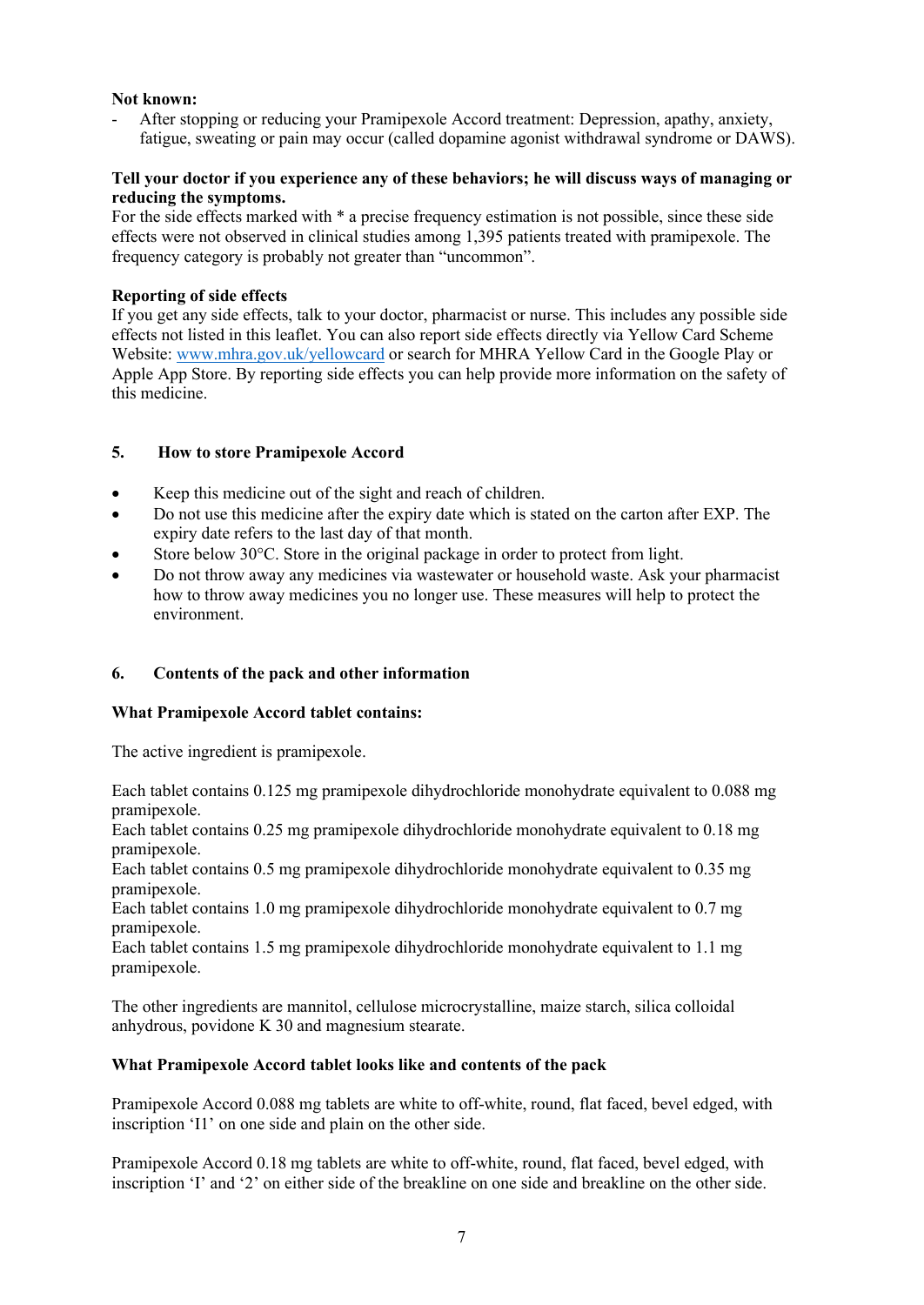**Not known:**

- After stopping or reducing your Pramipexole Accord treatment: Depression, apathy, anxiety, fatigue, sweating or pain may occur (called dopamine agonist withdrawal syndrome or DAWS).

**Tell your doctor if you experience any of these behaviors; he will discuss ways of managing or reducing the symptoms.**

For the side effects marked with * a precise frequency estimation is not possible, since these side effects were not observed in clinical studies among 1,395 patients treated with pramipexole. The frequency category is probably not greater than "uncommon".

**Reporting of side effects**

If you get any side effects, talk to your doctor, pharmacist or nurse. This includes any possible side effects not listed in this leaflet. You can also report side effects directly via Yellow Card Scheme Website: www.mhra.gov.uk/yellowcard or search for MHRA Yellow Card in the Google Play or Apple App Store. By reporting side effects you can help provide more information on the safety of this medicine.

## 5. How to store Pramipexole Accord

- Keep this medicine out of the sight and reach of children.
- Do not use this medicine after the expiry date which is stated on the carton after EXP. The expiry date refers to the last day of that month.
- Store below 30°C. Store in the original package in order to protect from light.
- Do not throw away any medicines via wastewater or household waste. Ask your pharmacist how to throw away medicines you no longer use. These measures will help to protect the environment.

## 6. Contents of the pack and other information

**What Pramipexole Accord tablet contains:**

The active ingredient is pramipexole.

Each tablet contains 0.125 mg pramipexole dihydrochloride monohydrate equivalent to 0.088 mg pramipexole.
Each tablet contains 0.25 mg pramipexole dihydrochloride monohydrate equivalent to 0.18 mg pramipexole.
Each tablet contains 0.5 mg pramipexole dihydrochloride monohydrate equivalent to 0.35 mg pramipexole.
Each tablet contains 1.0 mg pramipexole dihydrochloride monohydrate equivalent to 0.7 mg pramipexole.
Each tablet contains 1.5 mg pramipexole dihydrochloride monohydrate equivalent to 1.1 mg pramipexole.

The other ingredients are mannitol, cellulose microcrystalline, maize starch, silica colloidal anhydrous, povidone K 30 and magnesium stearate.

**What Pramipexole Accord tablet looks like and contents of the pack**

Pramipexole Accord 0.088 mg tablets are white to off-white, round, flat faced, bevel edged, with inscription 'I1' on one side and plain on the other side.

Pramipexole Accord 0.18 mg tablets are white to off-white, round, flat faced, bevel edged, with inscription 'I' and '2' on either side of the breakline on one side and breakline on the other side.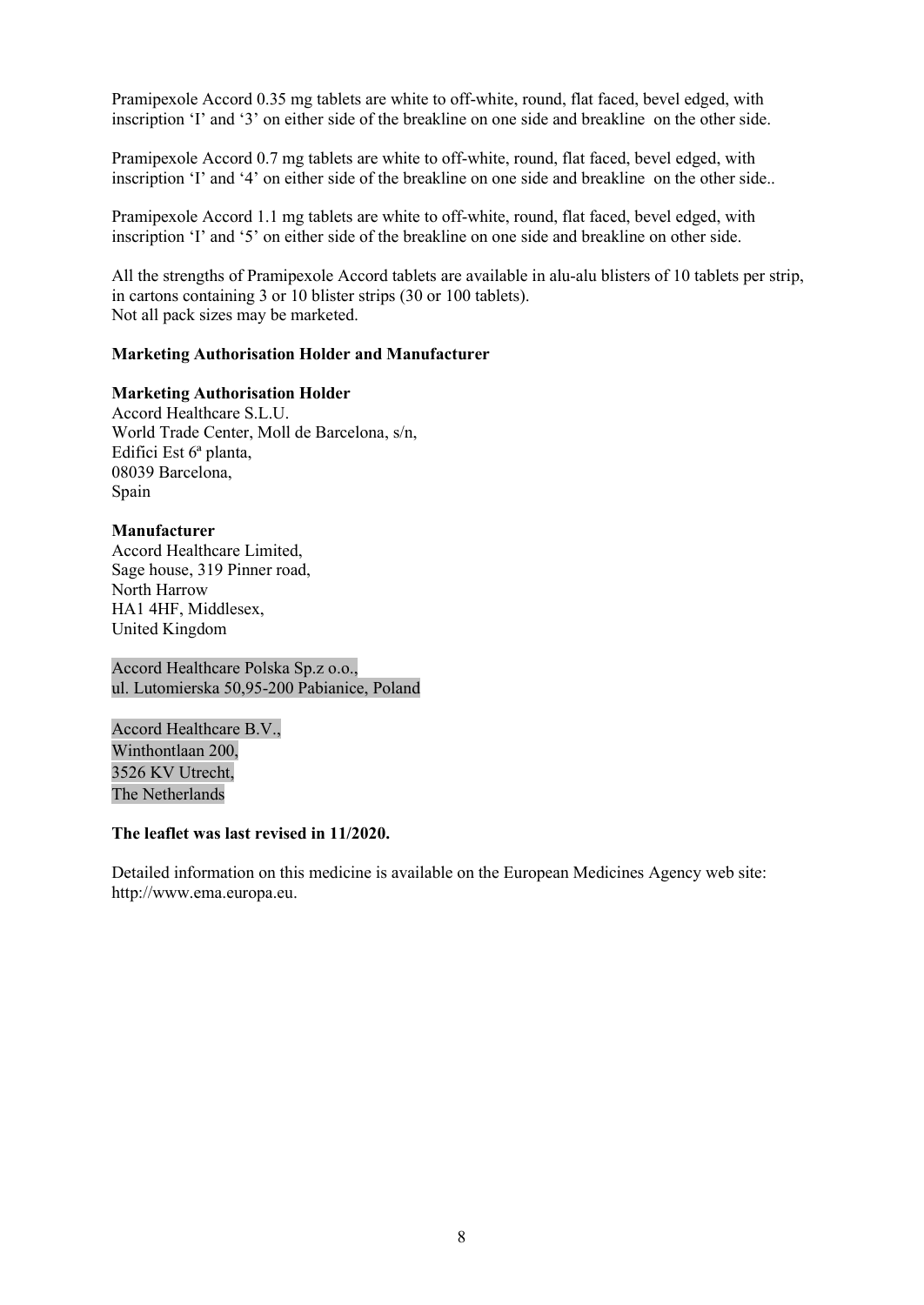Pramipexole Accord 0.35 mg tablets are white to off-white, round, flat faced, bevel edged, with inscription 'I' and '3' on either side of the breakline on one side and breakline on the other side.

Pramipexole Accord 0.7 mg tablets are white to off-white, round, flat faced, bevel edged, with inscription 'I' and '4' on either side of the breakline on one side and breakline on the other side..

Pramipexole Accord 1.1 mg tablets are white to off-white, round, flat faced, bevel edged, with inscription 'I' and '5' on either side of the breakline on one side and breakline on other side.

All the strengths of Pramipexole Accord tablets are available in alu-alu blisters of 10 tablets per strip, in cartons containing 3 or 10 blister strips (30 or 100 tablets).
Not all pack sizes may be marketed.

**Marketing Authorisation Holder and Manufacturer**

**Marketing Authorisation Holder**
Accord Healthcare S.L.U.
World Trade Center, Moll de Barcelona, s/n,
Edifici Est 6ª planta,
08039 Barcelona,
Spain

**Manufacturer**
Accord Healthcare Limited,
Sage house, 319 Pinner road,
North Harrow
HA1 4HF, Middlesex,
United Kingdom

Accord Healthcare Polska Sp.z o.o.,
ul. Lutomierska 50,95-200 Pabianice, Poland

Accord Healthcare B.V.,
Winthontlaan 200,
3526 KV Utrecht,
The Netherlands

**The leaflet was last revised in 11/2020.**

Detailed information on this medicine is available on the European Medicines Agency web site: http://www.ema.europa.eu.